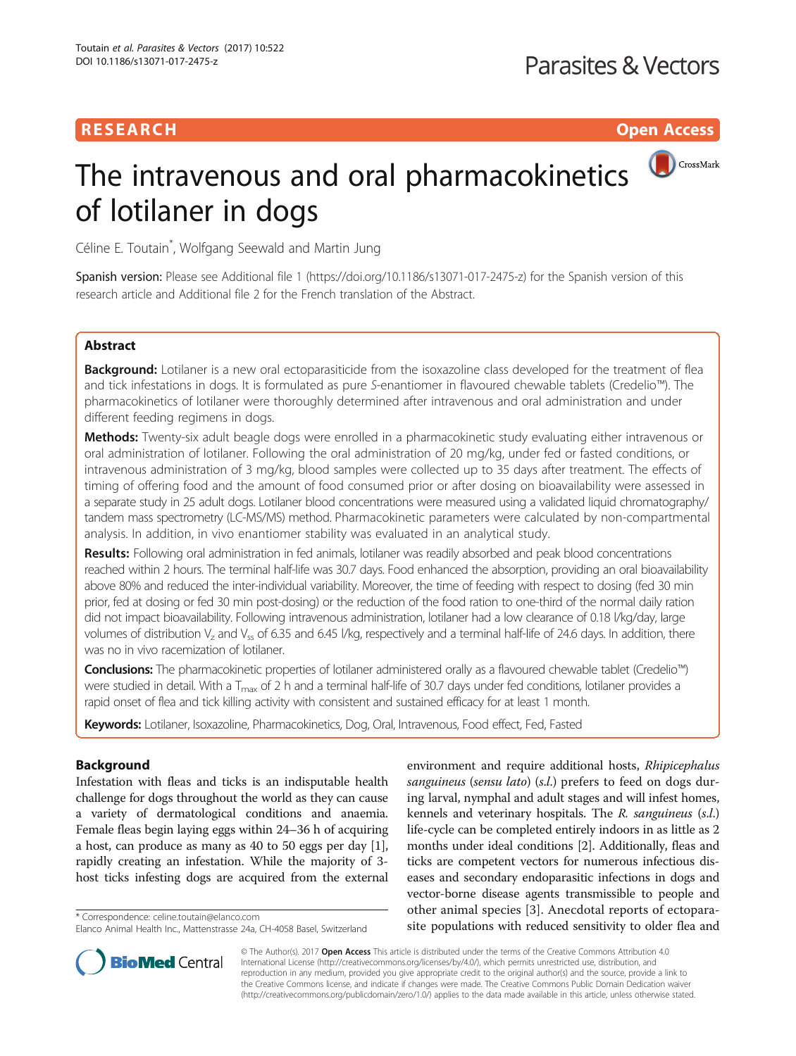**RESEARCH** **Open Access**

# The intravenous and oral pharmacokinetics of lotilaner in dogs

Céline E. Toutain*, Wolfgang Seewald and Martin Jung

Spanish version: Please see Additional file 1 (https://doi.org/10.1186/s13071-017-2475-z) for the Spanish version of this research article and Additional file 2 for the French translation of the Abstract.

## Abstract

**Background:** Lotilaner is a new oral ectoparasiticide from the isoxazoline class developed for the treatment of flea and tick infestations in dogs. It is formulated as pure *S*-enantiomer in flavoured chewable tablets (Credelio™). The pharmacokinetics of lotilaner were thoroughly determined after intravenous and oral administration and under different feeding regimens in dogs.

**Methods:** Twenty-six adult beagle dogs were enrolled in a pharmacokinetic study evaluating either intravenous or oral administration of lotilaner. Following the oral administration of 20 mg/kg, under fed or fasted conditions, or intravenous administration of 3 mg/kg, blood samples were collected up to 35 days after treatment. The effects of timing of offering food and the amount of food consumed prior or after dosing on bioavailability were assessed in a separate study in 25 adult dogs. Lotilaner blood concentrations were measured using a validated liquid chromatography/tandem mass spectrometry (LC-MS/MS) method. Pharmacokinetic parameters were calculated by non-compartmental analysis. In addition, in vivo enantiomer stability was evaluated in an analytical study.

**Results:** Following oral administration in fed animals, lotilaner was readily absorbed and peak blood concentrations reached within 2 hours. The terminal half-life was 30.7 days. Food enhanced the absorption, providing an oral bioavailability above 80% and reduced the inter-individual variability. Moreover, the time of feeding with respect to dosing (fed 30 min prior, fed at dosing or fed 30 min post-dosing) or the reduction of the food ration to one-third of the normal daily ration did not impact bioavailability. Following intravenous administration, lotilaner had a low clearance of 0.18 l/kg/day, large volumes of distribution $V_z$ and $V_{ss}$ of 6.35 and 6.45 l/kg, respectively and a terminal half-life of 24.6 days. In addition, there was no in vivo racemization of lotilaner.

**Conclusions:** The pharmacokinetic properties of lotilaner administered orally as a flavoured chewable tablet (Credelio™) were studied in detail. With a $T_{max}$ of 2 h and a terminal half-life of 30.7 days under fed conditions, lotilaner provides a rapid onset of flea and tick killing activity with consistent and sustained efficacy for at least 1 month.

**Keywords:** Lotilaner, Isoxazoline, Pharmacokinetics, Dog, Oral, Intravenous, Food effect, Fed, Fasted

## Background

Infestation with fleas and ticks is an indisputable health challenge for dogs throughout the world as they can cause a variety of dermatological conditions and anaemia. Female fleas begin laying eggs within 24–36 h of acquiring a host, can produce as many as 40 to 50 eggs per day [1], rapidly creating an infestation. While the majority of 3-host ticks infesting dogs are acquired from the external environment and require additional hosts, *Rhipicephalus sanguineus* (*sensu lato*) (*s.l.*) prefers to feed on dogs during larval, nymphal and adult stages and will infest homes, kennels and veterinary hospitals. The *R. sanguineus* (*s.l.*) life-cycle can be completed entirely indoors in as little as 2 months under ideal conditions [2]. Additionally, fleas and ticks are competent vectors for numerous infectious diseases and secondary endoparasitic infections in dogs and vector-borne disease agents transmissible to people and other animal species [3]. Anecdotal reports of ectoparasite populations with reduced sensitivity to older flea and

* Correspondence: celine.toutain@elanco.com
Elanco Animal Health Inc., Mattenstrasse 24a, CH-4058 Basel, Switzerland

© The Author(s). 2017 **Open Access** This article is distributed under the terms of the Creative Commons Attribution 4.0 International License (http://creativecommons.org/licenses/by/4.0/), which permits unrestricted use, distribution, and reproduction in any medium, provided you give appropriate credit to the original author(s) and the source, provide a link to the Creative Commons license, and indicate if changes were made. The Creative Commons Public Domain Dedication waiver (http://creativecommons.org/publicdomain/zero/1.0/) applies to the data made available in this article, unless otherwise stated.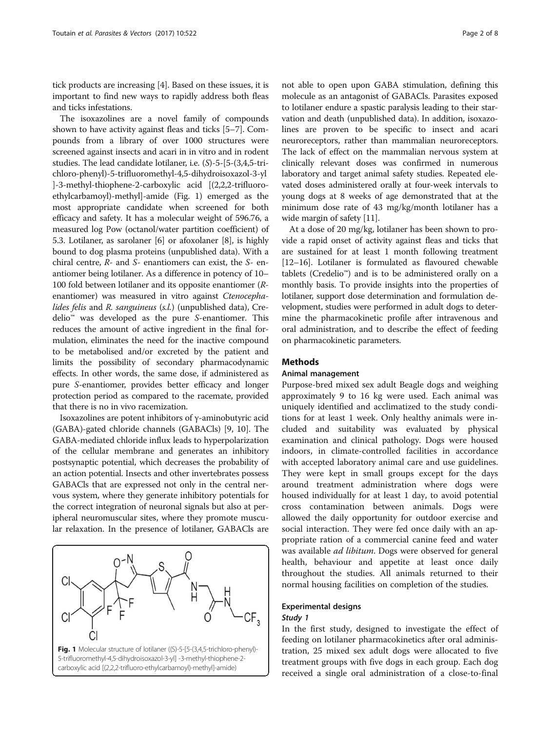tick products are increasing [4]. Based on these issues, it is important to find new ways to rapidly address both fleas and ticks infestations.

The isoxazolines are a novel family of compounds shown to have activity against fleas and ticks [5–7]. Compounds from a library of over 1000 structures were screened against insects and acari in in vitro and in rodent studies. The lead candidate lotilaner, i.e. (*S*)-5-[5-(3,4,5-trichloro-phenyl)-5-trifluoromethyl-4,5-dihydroisoxazol-3-yl]-3-methyl-thiophene-2-carboxylic acid [(2,2,2-trifluoro-ethylcarbamoyl)-methyl]-amide (Fig. 1) emerged as the most appropriate candidate when screened for both efficacy and safety. It has a molecular weight of 596.76, a measured log Pow (octanol/water partition coefficient) of 5.3. Lotilaner, as sarolaner [6] or afoxolaner [8], is highly bound to dog plasma proteins (unpublished data). With a chiral centre, *R*- and *S*- enantiomers can exist, the *S*- enantiomer being lotilaner. As a difference in potency of 10–100 fold between lotilaner and its opposite enantiomer (*R*-enantiomer) was measured in vitro against *Ctenocephalides felis* and *R. sanguineus* (*s.l.*) (unpublished data), Credelio™ was developed as the pure *S*-enantiomer. This reduces the amount of active ingredient in the final formulation, eliminates the need for the inactive compound to be metabolised and/or excreted by the patient and limits the possibility of secondary pharmacodynamic effects. In other words, the same dose, if administered as pure *S*-enantiomer, provides better efficacy and longer protection period as compared to the racemate, provided that there is no in vivo racemization.

Isoxazolines are potent inhibitors of γ-aminobutyric acid (GABA)-gated chloride channels (GABACls) [9, 10]. The GABA-mediated chloride influx leads to hyperpolarization of the cellular membrane and generates an inhibitory postsynaptic potential, which decreases the probability of an action potential. Insects and other invertebrates possess GABACls that are expressed not only in the central nervous system, where they generate inhibitory potentials for the correct integration of neuronal signals but also at peripheral neuromuscular sites, where they promote muscular relaxation. In the presence of lotilaner, GABACls are not able to open upon GABA stimulation, defining this molecule as an antagonist of GABACls. Parasites exposed to lotilaner endure a spastic paralysis leading to their starvation and death (unpublished data). In addition, isoxazolines are proven to be specific to insect and acari neuroreceptors, rather than mammalian neuroreceptors. The lack of effect on the mammalian nervous system at clinically relevant doses was confirmed in numerous laboratory and target animal safety studies. Repeated elevated doses administered orally at four-week intervals to young dogs at 8 weeks of age demonstrated that at the minimum dose rate of 43 mg/kg/month lotilaner has a wide margin of safety [11].

**Fig. 1** Molecular structure of lotilaner ((S)-5-[5-(3,4,5-trichloro-phenyl)-5-trifluoromethyl-4,5-dihydroisoxazol-3-yl] -3-methyl-thiophene-2-carboxylic acid [(2,2,2-trifluoro-ethylcarbamoyl)-methyl]-amide)

At a dose of 20 mg/kg, lotilaner has been shown to provide a rapid onset of activity against fleas and ticks that are sustained for at least 1 month following treatment [12–16]. Lotilaner is formulated as flavoured chewable tablets (Credelio™) and is to be administered orally on a monthly basis. To provide insights into the properties of lotilaner, support dose determination and formulation development, studies were performed in adult dogs to determine the pharmacokinetic profile after intravenous and oral administration, and to describe the effect of feeding on pharmacokinetic parameters.

## Methods

### Animal management

Purpose-bred mixed sex adult Beagle dogs and weighing approximately 9 to 16 kg were used. Each animal was uniquely identified and acclimatized to the study conditions for at least 1 week. Only healthy animals were included and suitability was evaluated by physical examination and clinical pathology. Dogs were housed indoors, in climate-controlled facilities in accordance with accepted laboratory animal care and use guidelines. They were kept in small groups except for the days around treatment administration where dogs were housed individually for at least 1 day, to avoid potential cross contamination between animals. Dogs were allowed the daily opportunity for outdoor exercise and social interaction. They were fed once daily with an appropriate ration of a commercial canine feed and water was available *ad libitum*. Dogs were observed for general health, behaviour and appetite at least once daily throughout the studies. All animals returned to their normal housing facilities on completion of the studies.

### Experimental designs

#### *Study 1*

In the first study, designed to investigate the effect of feeding on lotilaner pharmacokinetics after oral administration, 25 mixed sex adult dogs were allocated to five treatment groups with five dogs in each group. Each dog received a single oral administration of a close-to-final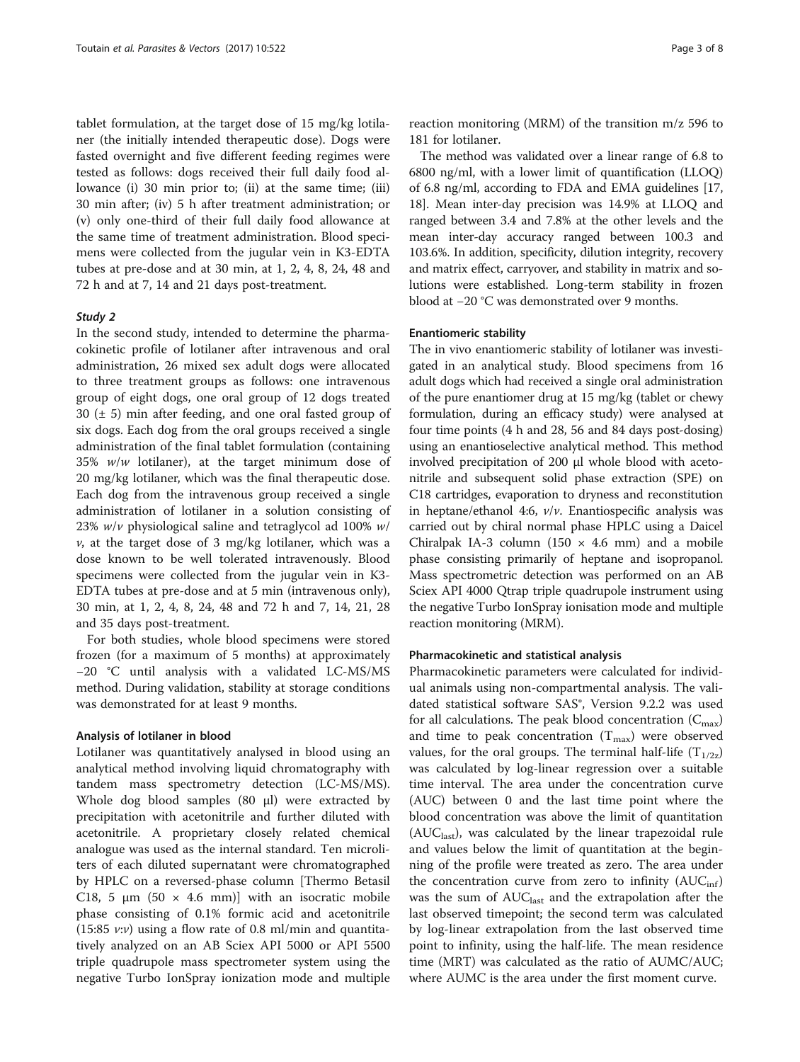tablet formulation, at the target dose of 15 mg/kg lotilaner (the initially intended therapeutic dose). Dogs were fasted overnight and five different feeding regimes were tested as follows: dogs received their full daily food allowance (i) 30 min prior to; (ii) at the same time; (iii) 30 min after; (iv) 5 h after treatment administration; or (v) only one-third of their full daily food allowance at the same time of treatment administration. Blood specimens were collected from the jugular vein in K3-EDTA tubes at pre-dose and at 30 min, at 1, 2, 4, 8, 24, 48 and 72 h and at 7, 14 and 21 days post-treatment.

#### Study 2

In the second study, intended to determine the pharmacokinetic profile of lotilaner after intravenous and oral administration, 26 mixed sex adult dogs were allocated to three treatment groups as follows: one intravenous group of eight dogs, one oral group of 12 dogs treated 30 (± 5) min after feeding, and one oral fasted group of six dogs. Each dog from the oral groups received a single administration of the final tablet formulation (containing 35% *w/w* lotilaner), at the target minimum dose of 20 mg/kg lotilaner, which was the final therapeutic dose. Each dog from the intravenous group received a single administration of lotilaner in a solution consisting of 23% *w/v* physiological saline and tetraglycol ad 100% *w/v*, at the target dose of 3 mg/kg lotilaner, which was a dose known to be well tolerated intravenously. Blood specimens were collected from the jugular vein in K3-EDTA tubes at pre-dose and at 5 min (intravenous only), 30 min, at 1, 2, 4, 8, 24, 48 and 72 h and 7, 14, 21, 28 and 35 days post-treatment.

For both studies, whole blood specimens were stored frozen (for a maximum of 5 months) at approximately −20 °C until analysis with a validated LC-MS/MS method. During validation, stability at storage conditions was demonstrated for at least 9 months.

### Analysis of lotilaner in blood

Lotilaner was quantitatively analysed in blood using an analytical method involving liquid chromatography with tandem mass spectrometry detection (LC-MS/MS). Whole dog blood samples (80 μl) were extracted by precipitation with acetonitrile and further diluted with acetonitrile. A proprietary closely related chemical analogue was used as the internal standard. Ten microliters of each diluted supernatant were chromatographed by HPLC on a reversed-phase column [Thermo Betasil C18, 5 μm (50 × 4.6 mm)] with an isocratic mobile phase consisting of 0.1% formic acid and acetonitrile (15:85 *v:v*) using a flow rate of 0.8 ml/min and quantitatively analyzed on an AB Sciex API 5000 or API 5500 triple quadrupole mass spectrometer system using the negative Turbo IonSpray ionization mode and multiple reaction monitoring (MRM) of the transition m/z 596 to 181 for lotilaner.

The method was validated over a linear range of 6.8 to 6800 ng/ml, with a lower limit of quantification (LLOQ) of 6.8 ng/ml, according to FDA and EMA guidelines [17, 18]. Mean inter-day precision was 14.9% at LLOQ and ranged between 3.4 and 7.8% at the other levels and the mean inter-day accuracy ranged between 100.3 and 103.6%. In addition, specificity, dilution integrity, recovery and matrix effect, carryover, and stability in matrix and solutions were established. Long-term stability in frozen blood at −20 °C was demonstrated over 9 months.

### Enantiomeric stability

The in vivo enantiomeric stability of lotilaner was investigated in an analytical study. Blood specimens from 16 adult dogs which had received a single oral administration of the pure enantiomer drug at 15 mg/kg (tablet or chewy formulation, during an efficacy study) were analysed at four time points (4 h and 28, 56 and 84 days post-dosing) using an enantioselective analytical method. This method involved precipitation of 200 μl whole blood with acetonitrile and subsequent solid phase extraction (SPE) on C18 cartridges, evaporation to dryness and reconstitution in heptane/ethanol 4:6, *v/v*. Enantiospecific analysis was carried out by chiral normal phase HPLC using a Daicel Chiralpak IA-3 column (150 × 4.6 mm) and a mobile phase consisting primarily of heptane and isopropanol. Mass spectrometric detection was performed on an AB Sciex API 4000 Qtrap triple quadrupole instrument using the negative Turbo IonSpray ionisation mode and multiple reaction monitoring (MRM).

### Pharmacokinetic and statistical analysis

Pharmacokinetic parameters were calculated for individual animals using non-compartmental analysis. The validated statistical software SAS®, Version 9.2.2 was used for all calculations. The peak blood concentration ($C_{max}$) and time to peak concentration ($T_{max}$) were observed values, for the oral groups. The terminal half-life ($T_{1/2z}$) was calculated by log-linear regression over a suitable time interval. The area under the concentration curve (AUC) between 0 and the last time point where the blood concentration was above the limit of quantitation ($AUC_{last}$), was calculated by the linear trapezoidal rule and values below the limit of quantitation at the beginning of the profile were treated as zero. The area under the concentration curve from zero to infinity ($AUC_{inf}$) was the sum of $AUC_{last}$ and the extrapolation after the last observed timepoint; the second term was calculated by log-linear extrapolation from the last observed time point to infinity, using the half-life. The mean residence time (MRT) was calculated as the ratio of AUMC/AUC; where AUMC is the area under the first moment curve.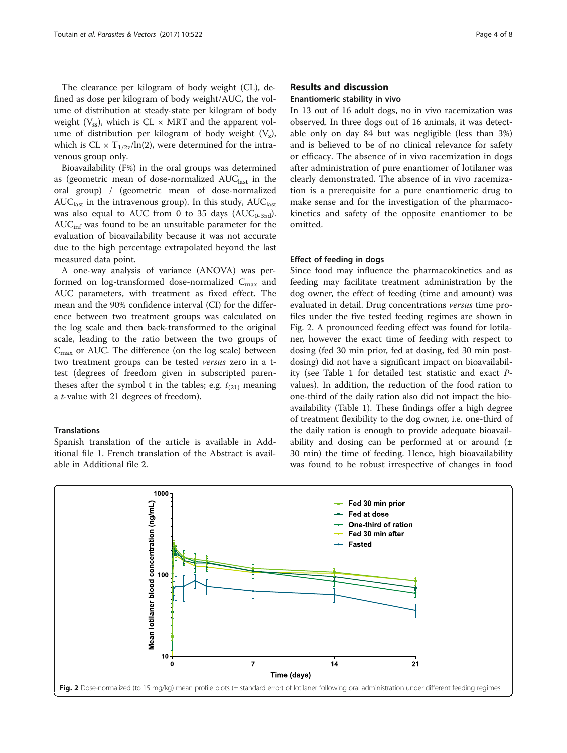The clearance per kilogram of body weight (CL), defined as dose per kilogram of body weight/AUC, the volume of distribution at steady-state per kilogram of body weight ($V_{ss}$), which is CL × MRT and the apparent volume of distribution per kilogram of body weight ($V_z$), which is CL × $T_{1/2z}$/ln(2), were determined for the intravenous group only.

Bioavailability (F%) in the oral groups was determined as (geometric mean of dose-normalized $AUC_{last}$ in the oral group) / (geometric mean of dose-normalized $AUC_{last}$ in the intravenous group). In this study, $AUC_{last}$ was also equal to AUC from 0 to 35 days ($AUC_{0-35d}$). $AUC_{inf}$ was found to be an unsuitable parameter for the evaluation of bioavailability because it was not accurate due to the high percentage extrapolated beyond the last measured data point.

A one-way analysis of variance (ANOVA) was performed on log-transformed dose-normalized $C_{max}$ and AUC parameters, with treatment as fixed effect. The mean and the 90% confidence interval (CI) for the difference between two treatment groups was calculated on the log scale and then back-transformed to the original scale, leading to the ratio between the two groups of $C_{max}$ or AUC. The difference (on the log scale) between two treatment groups can be tested *versus* zero in a t-test (degrees of freedom given in subscripted parentheses after the symbol t in the tables; e.g. $t_{(21)}$ meaning a *t*-value with 21 degrees of freedom).

### Translations

Spanish translation of the article is available in Additional file 1. French translation of the Abstract is available in Additional file 2.

## Results and discussion

### Enantiomeric stability in vivo

In 13 out of 16 adult dogs, no in vivo racemization was observed. In three dogs out of 16 animals, it was detectable only on day 84 but was negligible (less than 3%) and is believed to be of no clinical relevance for safety or efficacy. The absence of in vivo racemization in dogs after administration of pure enantiomer of lotilaner was clearly demonstrated. The absence of in vivo racemization is a prerequisite for a pure enantiomeric drug to make sense and for the investigation of the pharmacokinetics and safety of the opposite enantiomer to be omitted.

### Effect of feeding in dogs

Since food may influence the pharmacokinetics and as feeding may facilitate treatment administration by the dog owner, the effect of feeding (time and amount) was evaluated in detail. Drug concentrations *versus* time profiles under the five tested feeding regimes are shown in Fig. 2. A pronounced feeding effect was found for lotilaner, however the exact time of feeding with respect to dosing (fed 30 min prior, fed at dosing, fed 30 min post-dosing) did not have a significant impact on bioavailability (see Table 1 for detailed test statistic and exact *P*-values). In addition, the reduction of the food ration to one-third of the daily ration also did not impact the bioavailability (Table 1). These findings offer a high degree of treatment flexibility to the dog owner, i.e. one-third of the daily ration is enough to provide adequate bioavailability and dosing can be performed at or around (± 30 min) the time of feeding. Hence, high bioavailability was found to be robust irrespective of changes in food

**Fig. 2** Dose-normalized (to 15 mg/kg) mean profile plots (± standard error) of lotilaner following oral administration under different feeding regimes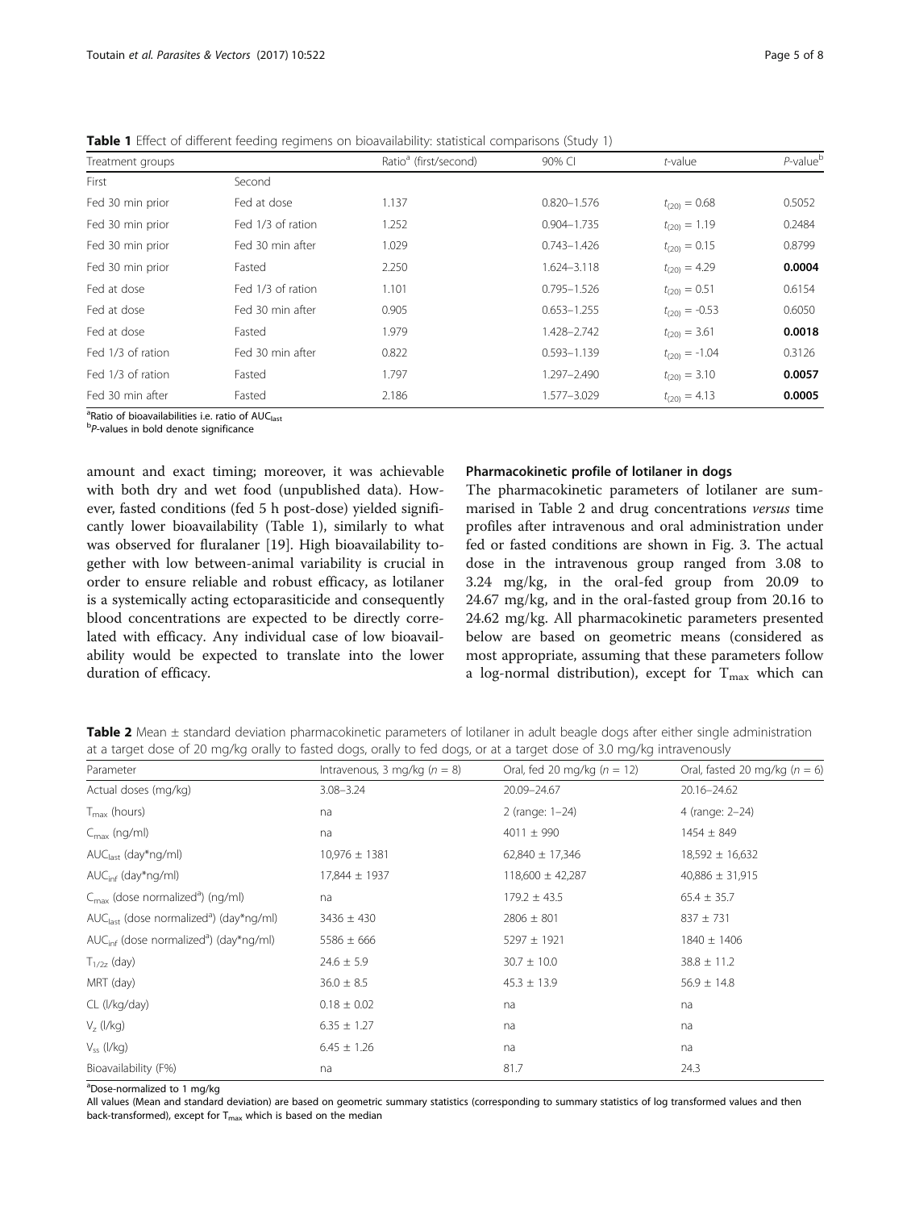**Table 1** Effect of different feeding regimens on bioavailability: statistical comparisons (Study 1)

| Treatment groups | | Ratio[a] (first/second) | 90% CI | *t*-value | *P*-value[b] |
|---|---|---|---|---|---|
| First | Second | | | | |
| Fed 30 min prior | Fed at dose | 1.137 | 0.820–1.576 | $t_{(20)} = 0.68$ | 0.5052 |
| Fed 30 min prior | Fed 1/3 of ration | 1.252 | 0.904–1.735 | $t_{(20)} = 1.19$ | 0.2484 |
| Fed 30 min prior | Fed 30 min after | 1.029 | 0.743–1.426 | $t_{(20)} = 0.15$ | 0.8799 |
| Fed 30 min prior | Fasted | 2.250 | 1.624–3.118 | $t_{(20)} = 4.29$ | **0.0004** |
| Fed at dose | Fed 1/3 of ration | 1.101 | 0.795–1.526 | $t_{(20)} = 0.51$ | 0.6154 |
| Fed at dose | Fed 30 min after | 0.905 | 0.653–1.255 | $t_{(20)} = -0.53$ | 0.6050 |
| Fed at dose | Fasted | 1.979 | 1.428–2.742 | $t_{(20)} = 3.61$ | **0.0018** |
| Fed 1/3 of ration | Fed 30 min after | 0.822 | 0.593–1.139 | $t_{(20)} = -1.04$ | 0.3126 |
| Fed 1/3 of ration | Fasted | 1.797 | 1.297–2.490 | $t_{(20)} = 3.10$ | **0.0057** |
| Fed 30 min after | Fasted | 2.186 | 1.577–3.029 | $t_{(20)} = 4.13$ | **0.0005** |

[a]Ratio of bioavailabilities i.e. ratio of $AUC_{last}$

[b]*P*-values in bold denote significance

amount and exact timing; moreover, it was achievable with both dry and wet food (unpublished data). However, fasted conditions (fed 5 h post-dose) yielded significantly lower bioavailability (Table 1), similarly to what was observed for fluralaner [19]. High bioavailability together with low between-animal variability is crucial in order to ensure reliable and robust efficacy, as lotilaner is a systemically acting ectoparasiticide and consequently blood concentrations are expected to be directly correlated with efficacy. Any individual case of low bioavailability would be expected to translate into the lower duration of efficacy.

### Pharmacokinetic profile of lotilaner in dogs

The pharmacokinetic parameters of lotilaner are summarised in Table 2 and drug concentrations *versus* time profiles after intravenous and oral administration under fed or fasted conditions are shown in Fig. 3. The actual dose in the intravenous group ranged from 3.08 to 3.24 mg/kg, in the oral-fed group from 20.09 to 24.67 mg/kg, and in the oral-fasted group from 20.16 to 24.62 mg/kg. All pharmacokinetic parameters presented below are based on geometric means (considered as most appropriate, assuming that these parameters follow a log-normal distribution), except for $T_{max}$ which can

**Table 2** Mean ± standard deviation pharmacokinetic parameters of lotilaner in adult beagle dogs after either single administration at a target dose of 20 mg/kg orally to fasted dogs, orally to fed dogs, or at a target dose of 3.0 mg/kg intravenously

| Parameter | Intravenous, 3 mg/kg ($n = 8$) | Oral, fed 20 mg/kg ($n = 12$) | Oral, fasted 20 mg/kg ($n = 6$) |
|---|---|---|---|
| Actual doses (mg/kg) | 3.08–3.24 | 20.09–24.67 | 20.16–24.62 |
| $T_{max}$ (hours) | na | 2 (range: 1–24) | 4 (range: 2–24) |
| $C_{max}$ (ng/ml) | na | 4011 ± 990 | 1454 ± 849 |
| $AUC_{last}$ (day*ng/ml) | 10,976 ± 1381 | 62,840 ± 17,346 | 18,592 ± 16,632 |
| $AUC_{inf}$ (day*ng/ml) | 17,844 ± 1937 | 118,600 ± 42,287 | 40,886 ± 31,915 |
| $C_{max}$ (dose normalized[a]) (ng/ml) | na | 179.2 ± 43.5 | 65.4 ± 35.7 |
| $AUC_{last}$ (dose normalized[a]) (day*ng/ml) | 3436 ± 430 | 2806 ± 801 | 837 ± 731 |
| $AUC_{inf}$ (dose normalized[a]) (day*ng/ml) | 5586 ± 666 | 5297 ± 1921 | 1840 ± 1406 |
| $T_{1/2z}$ (day) | 24.6 ± 5.9 | 30.7 ± 10.0 | 38.8 ± 11.2 |
| MRT (day) | 36.0 ± 8.5 | 45.3 ± 13.9 | 56.9 ± 14.8 |
| CL (l/kg/day) | 0.18 ± 0.02 | na | na |
| $V_z$ (l/kg) | 6.35 ± 1.27 | na | na |
| $V_{ss}$ (l/kg) | 6.45 ± 1.26 | na | na |
| Bioavailability (F%) | na | 81.7 | 24.3 |

[a]Dose-normalized to 1 mg/kg

All values (Mean and standard deviation) are based on geometric summary statistics (corresponding to summary statistics of log transformed values and then back-transformed), except for $T_{max}$ which is based on the median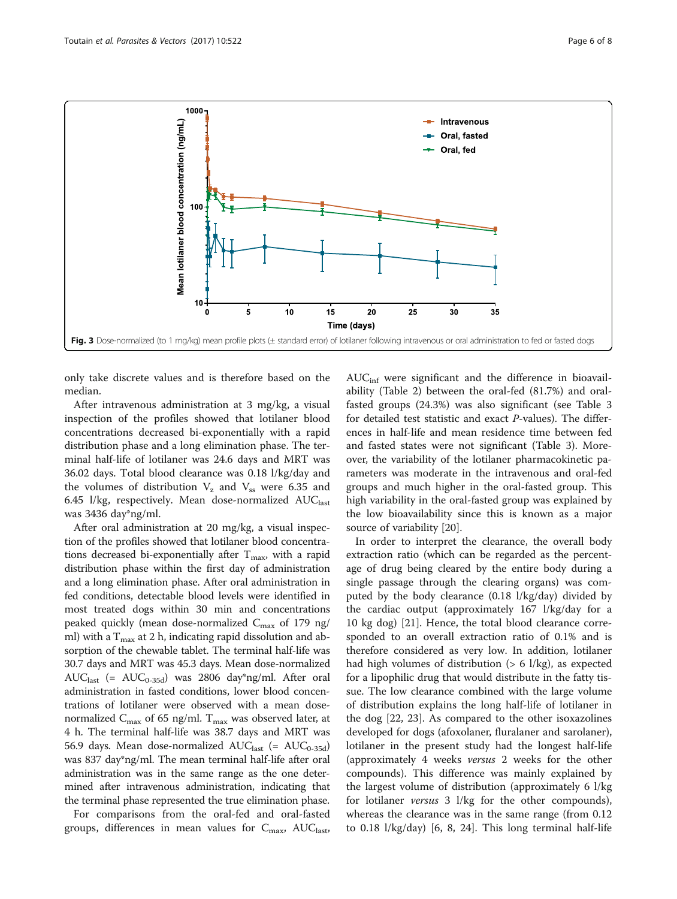Fig. 3 Dose-normalized (to 1 mg/kg) mean profile plots (± standard error) of lotilaner following intravenous or oral administration to fed or fasted dogs

only take discrete values and is therefore based on the median.

After intravenous administration at 3 mg/kg, a visual inspection of the profiles showed that lotilaner blood concentrations decreased bi-exponentially with a rapid distribution phase and a long elimination phase. The terminal half-life of lotilaner was 24.6 days and MRT was 36.02 days. Total blood clearance was 0.18 l/kg/day and the volumes of distribution $V_z$ and $V_{ss}$ were 6.35 and 6.45 l/kg, respectively. Mean dose-normalized $AUC_{last}$ was 3436 day*ng/ml.

After oral administration at 20 mg/kg, a visual inspection of the profiles showed that lotilaner blood concentrations decreased bi-exponentially after $T_{max}$, with a rapid distribution phase within the first day of administration and a long elimination phase. After oral administration in fed conditions, detectable blood levels were identified in most treated dogs within 30 min and concentrations peaked quickly (mean dose-normalized $C_{max}$ of 179 ng/ml) with a $T_{max}$ at 2 h, indicating rapid dissolution and absorption of the chewable tablet. The terminal half-life was 30.7 days and MRT was 45.3 days. Mean dose-normalized $AUC_{last}$ (= $AUC_{0\text{-}35d}$) was 2806 day*ng/ml. After oral administration in fasted conditions, lower blood concentrations of lotilaner were observed with a mean dose-normalized $C_{max}$ of 65 ng/ml. $T_{max}$ was observed later, at 4 h. The terminal half-life was 38.7 days and MRT was 56.9 days. Mean dose-normalized $AUC_{last}$ (= $AUC_{0\text{-}35d}$) was 837 day*ng/ml. The mean terminal half-life after oral administration was in the same range as the one determined after intravenous administration, indicating that the terminal phase represented the true elimination phase.

For comparisons from the oral-fed and oral-fasted groups, differences in mean values for $C_{max}$, $AUC_{last}$, $AUC_{inf}$ were significant and the difference in bioavailability (Table 2) between the oral-fed (81.7%) and oral-fasted groups (24.3%) was also significant (see Table 3 for detailed test statistic and exact *P*-values). The differences in half-life and mean residence time between fed and fasted states were not significant (Table 3). Moreover, the variability of the lotilaner pharmacokinetic parameters was moderate in the intravenous and oral-fed groups and much higher in the oral-fasted group. This high variability in the oral-fasted group was explained by the low bioavailability since this is known as a major source of variability [20].

In order to interpret the clearance, the overall body extraction ratio (which can be regarded as the percentage of drug being cleared by the entire body during a single passage through the clearing organs) was computed by the body clearance (0.18 l/kg/day) divided by the cardiac output (approximately 167 l/kg/day for a 10 kg dog) [21]. Hence, the total blood clearance corresponded to an overall extraction ratio of 0.1% and is therefore considered as very low. In addition, lotilaner had high volumes of distribution (> 6 l/kg), as expected for a lipophilic drug that would distribute in the fatty tissue. The low clearance combined with the large volume of distribution explains the long half-life of lotilaner in the dog [22, 23]. As compared to the other isoxazolines developed for dogs (afoxolaner, fluralaner and sarolaner), lotilaner in the present study had the longest half-life (approximately 4 weeks *versus* 2 weeks for the other compounds). This difference was mainly explained by the largest volume of distribution (approximately 6 l/kg for lotilaner *versus* 3 l/kg for the other compounds), whereas the clearance was in the same range (from 0.12 to 0.18 l/kg/day) [6, 8, 24]. This long terminal half-life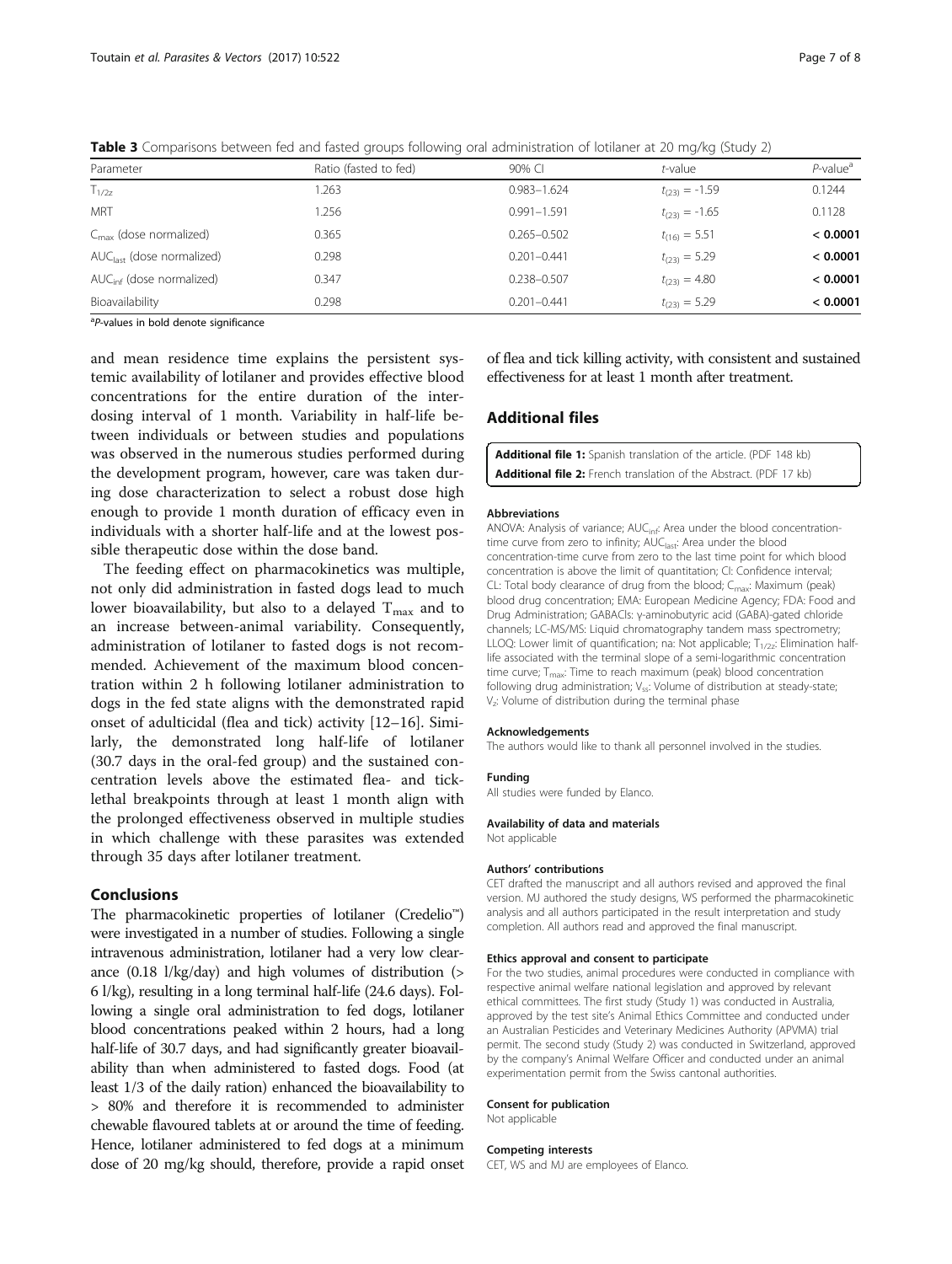**Table 3** Comparisons between fed and fasted groups following oral administration of lotilaner at 20 mg/kg (Study 2)

| Parameter | Ratio (fasted to fed) | 90% CI | *t*-value | *P*-value[a] |
|---|---|---|---|---|
| $T_{1/2z}$ | 1.263 | 0.983–1.624 | $t_{(23)} = -1.59$ | 0.1244 |
| MRT | 1.256 | 0.991–1.591 | $t_{(23)} = -1.65$ | 0.1128 |
| $C_{max}$ (dose normalized) | 0.365 | 0.265–0.502 | $t_{(16)} = 5.51$ | **< 0.0001** |
| $AUC_{last}$ (dose normalized) | 0.298 | 0.201–0.441 | $t_{(23)} = 5.29$ | **< 0.0001** |
| $AUC_{inf}$ (dose normalized) | 0.347 | 0.238–0.507 | $t_{(23)} = 4.80$ | **< 0.0001** |
| Bioavailability | 0.298 | 0.201–0.441 | $t_{(23)} = 5.29$ | **< 0.0001** |

[a]*P*-values in bold denote significance

and mean residence time explains the persistent systemic availability of lotilaner and provides effective blood concentrations for the entire duration of the inter-dosing interval of 1 month. Variability in half-life between individuals or between studies and populations was observed in the numerous studies performed during the development program, however, care was taken during dose characterization to select a robust dose high enough to provide 1 month duration of efficacy even in individuals with a shorter half-life and at the lowest possible therapeutic dose within the dose band.

The feeding effect on pharmacokinetics was multiple, not only did administration in fasted dogs lead to much lower bioavailability, but also to a delayed $T_{max}$ and to an increase between-animal variability. Consequently, administration of lotilaner to fasted dogs is not recommended. Achievement of the maximum blood concentration within 2 h following lotilaner administration to dogs in the fed state aligns with the demonstrated rapid onset of adulticidal (flea and tick) activity [12–16]. Similarly, the demonstrated long half-life of lotilaner (30.7 days in the oral-fed group) and the sustained concentration levels above the estimated flea- and tick-lethal breakpoints through at least 1 month align with the prolonged effectiveness observed in multiple studies in which challenge with these parasites was extended through 35 days after lotilaner treatment.

## Conclusions

The pharmacokinetic properties of lotilaner (Credelio™) were investigated in a number of studies. Following a single intravenous administration, lotilaner had a very low clearance (0.18 l/kg/day) and high volumes of distribution (> 6 l/kg), resulting in a long terminal half-life (24.6 days). Following a single oral administration to fed dogs, lotilaner blood concentrations peaked within 2 hours, had a long half-life of 30.7 days, and had significantly greater bioavailability than when administered to fasted dogs. Food (at least 1/3 of the daily ration) enhanced the bioavailability to > 80% and therefore it is recommended to administer chewable flavoured tablets at or around the time of feeding. Hence, lotilaner administered to fed dogs at a minimum dose of 20 mg/kg should, therefore, provide a rapid onset of flea and tick killing activity, with consistent and sustained effectiveness for at least 1 month after treatment.

## Additional files

**Additional file 1:** Spanish translation of the article. (PDF 148 kb)

**Additional file 2:** French translation of the Abstract. (PDF 17 kb)

### Abbreviations

ANOVA: Analysis of variance; $AUC_{inf}$: Area under the blood concentration-time curve from zero to infinity; $AUC_{last}$: Area under the blood concentration-time curve from zero to the last time point for which blood concentration is above the limit of quantitation; CI: Confidence interval; CL: Total body clearance of drug from the blood; $C_{max}$: Maximum (peak) blood drug concentration; EMA: European Medicine Agency; FDA: Food and Drug Administration; GABACls: γ-aminobutyric acid (GABA)-gated chloride channels; LC-MS/MS: Liquid chromatography tandem mass spectrometry; LLOQ: Lower limit of quantification; na: Not applicable; $T_{1/2z}$: Elimination half-life associated with the terminal slope of a semi-logarithmic concentration time curve; $T_{max}$: Time to reach maximum (peak) blood concentration following drug administration; $V_{ss}$: Volume of distribution at steady-state; $V_z$: Volume of distribution during the terminal phase

### Acknowledgements

The authors would like to thank all personnel involved in the studies.

### Funding

All studies were funded by Elanco.

### Availability of data and materials

Not applicable

### Authors' contributions

CET drafted the manuscript and all authors revised and approved the final version. MJ authored the study designs, WS performed the pharmacokinetic analysis and all authors participated in the result interpretation and study completion. All authors read and approved the final manuscript.

### Ethics approval and consent to participate

For the two studies, animal procedures were conducted in compliance with respective animal welfare national legislation and approved by relevant ethical committees. The first study (Study 1) was conducted in Australia, approved by the test site's Animal Ethics Committee and conducted under an Australian Pesticides and Veterinary Medicines Authority (APVMA) trial permit. The second study (Study 2) was conducted in Switzerland, approved by the company's Animal Welfare Officer and conducted under an animal experimentation permit from the Swiss cantonal authorities.

### Consent for publication

Not applicable

### Competing interests

CET, WS and MJ are employees of Elanco.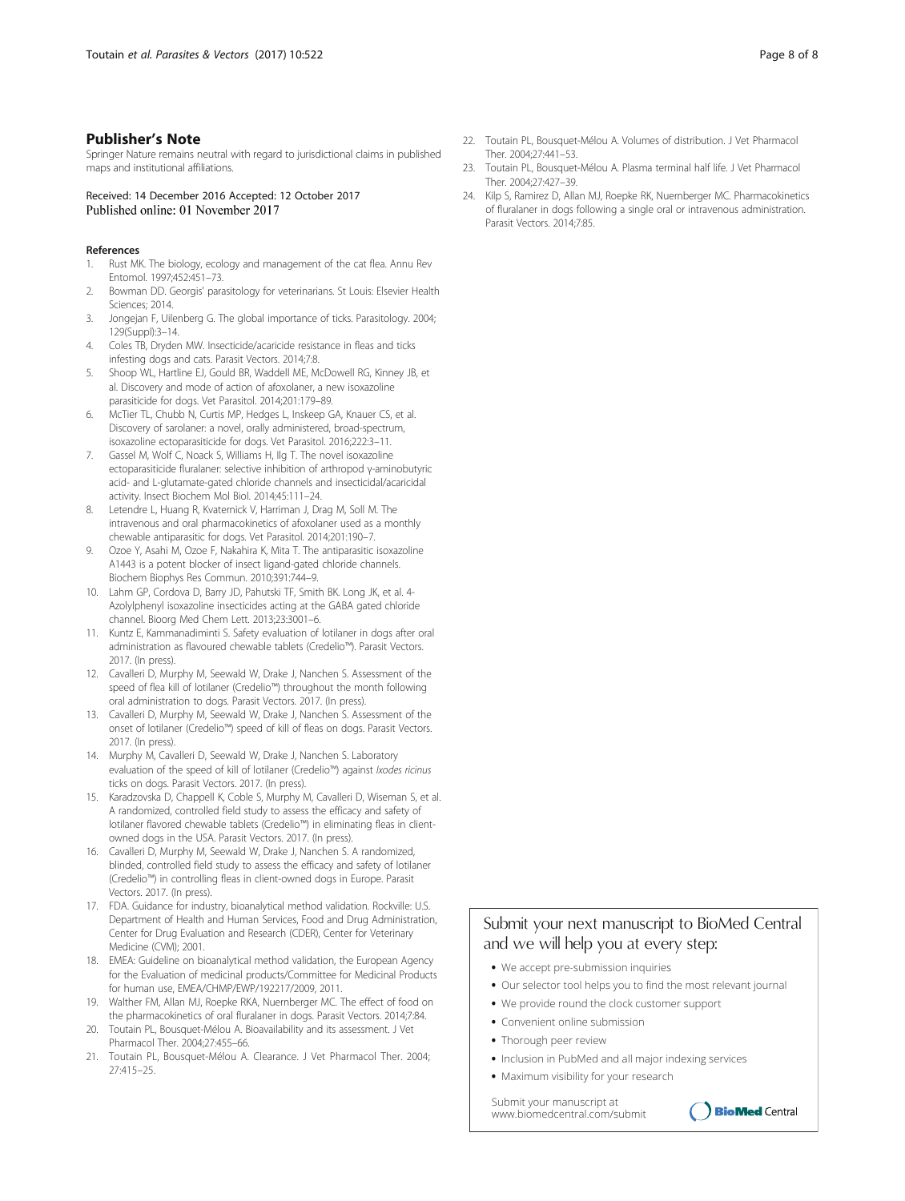## Publisher's Note

Springer Nature remains neutral with regard to jurisdictional claims in published maps and institutional affiliations.

Received: 14 December 2016 Accepted: 12 October 2017
Published online: 01 November 2017

### References

1. Rust MK. The biology, ecology and management of the cat flea. Annu Rev Entomol. 1997;452:451–73.
2. Bowman DD. Georgis' parasitology for veterinarians. St Louis: Elsevier Health Sciences; 2014.
3. Jongejan F, Uilenberg G. The global importance of ticks. Parasitology. 2004; 129(Suppl):3–14.
4. Coles TB, Dryden MW. Insecticide/acaricide resistance in fleas and ticks infesting dogs and cats. Parasit Vectors. 2014;7:8.
5. Shoop WL, Hartline EJ, Gould BR, Waddell ME, McDowell RG, Kinney JB, et al. Discovery and mode of action of afoxolaner, a new isoxazoline parasiticide for dogs. Vet Parasitol. 2014;201:179–89.
6. McTier TL, Chubb N, Curtis MP, Hedges L, Inskeep GA, Knauer CS, et al. Discovery of sarolaner: a novel, orally administered, broad-spectrum, isoxazoline ectoparasiticide for dogs. Vet Parasitol. 2016;222:3–11.
7. Gassel M, Wolf C, Noack S, Williams H, Ilg T. The novel isoxazoline ectoparasiticide fluralaner: selective inhibition of arthropod γ-aminobutyric acid- and L-glutamate-gated chloride channels and insecticidal/acaricidal activity. Insect Biochem Mol Biol. 2014;45:111–24.
8. Letendre L, Huang R, Kvaternick V, Harriman J, Drag M, Soll M. The intravenous and oral pharmacokinetics of afoxolaner used as a monthly chewable antiparasitic for dogs. Vet Parasitol. 2014;201:190–7.
9. Ozoe Y, Asahi M, Ozoe F, Nakahira K, Mita T. The antiparasitic isoxazoline A1443 is a potent blocker of insect ligand-gated chloride channels. Biochem Biophys Res Commun. 2010;391:744–9.
10. Lahm GP, Cordova D, Barry JD, Pahutski TF, Smith BK. Long JK, et al. 4-Azolylphenyl isoxazoline insecticides acting at the GABA gated chloride channel. Bioorg Med Chem Lett. 2013;23:3001–6.
11. Kuntz E, Kammanadiminti S. Safety evaluation of lotilaner in dogs after oral administration as flavoured chewable tablets (Credelio™). Parasit Vectors. 2017. (In press).
12. Cavalleri D, Murphy M, Seewald W, Drake J, Nanchen S. Assessment of the speed of flea kill of lotilaner (Credelio™) throughout the month following oral administration to dogs. Parasit Vectors. 2017. (In press).
13. Cavalleri D, Murphy M, Seewald W, Drake J, Nanchen S. Assessment of the onset of lotilaner (Credelio™) speed of kill of fleas on dogs. Parasit Vectors. 2017. (In press).
14. Murphy M, Cavalleri D, Seewald W, Drake J, Nanchen S. Laboratory evaluation of the speed of kill of lotilaner (Credelio™) against *Ixodes ricinus* ticks on dogs. Parasit Vectors. 2017. (In press).
15. Karadzovska D, Chappell K, Coble S, Murphy M, Cavalleri D, Wiseman S, et al. A randomized, controlled field study to assess the efficacy and safety of lotilaner flavored chewable tablets (Credelio™) in eliminating fleas in client-owned dogs in the USA. Parasit Vectors. 2017. (In press).
16. Cavalleri D, Murphy M, Seewald W, Drake J, Nanchen S. A randomized, blinded, controlled field study to assess the efficacy and safety of lotilaner (Credelio™) in controlling fleas in client-owned dogs in Europe. Parasit Vectors. 2017. (In press).
17. FDA. Guidance for industry, bioanalytical method validation. Rockville: U.S. Department of Health and Human Services, Food and Drug Administration, Center for Drug Evaluation and Research (CDER), Center for Veterinary Medicine (CVM); 2001.
18. EMEA: Guideline on bioanalytical method validation, the European Agency for the Evaluation of Medicinal products/Committee for Medicinal Products for human use, EMEA/CHMP/EWP/192217/2009, 2011.
19. Walther FM, Allan MJ, Roepke RKA, Nuernberger MC. The effect of food on the pharmacokinetics of oral fluralaner in dogs. Parasit Vectors. 2014;7:84.
20. Toutain PL, Bousquet-Mélou A. Bioavailability and its assessment. J Vet Pharmacol Ther. 2004;27:455–66.
21. Toutain PL, Bousquet-Mélou A. Clearance. J Vet Pharmacol Ther. 2004; 27:415–25.
22. Toutain PL, Bousquet-Mélou A. Volumes of distribution. J Vet Pharmacol Ther. 2004;27:441–53.
23. Toutain PL, Bousquet-Mélou A. Plasma terminal half life. J Vet Pharmacol Ther. 2004;27:427–39.
24. Kilp S, Ramirez D, Allan MJ, Roepke RK, Nuernberger MC. Pharmacokinetics of fluralaner in dogs following a single oral or intravenous administration. Parasit Vectors. 2014;7:85.

Submit your next manuscript to BioMed Central and we will help you at every step:

- We accept pre-submission inquiries
- Our selector tool helps you to find the most relevant journal
- We provide round the clock customer support
- Convenient online submission
- Thorough peer review
- Inclusion in PubMed and all major indexing services
- Maximum visibility for your research

Submit your manuscript at www.biomedcentral.com/submit

BioMed Central